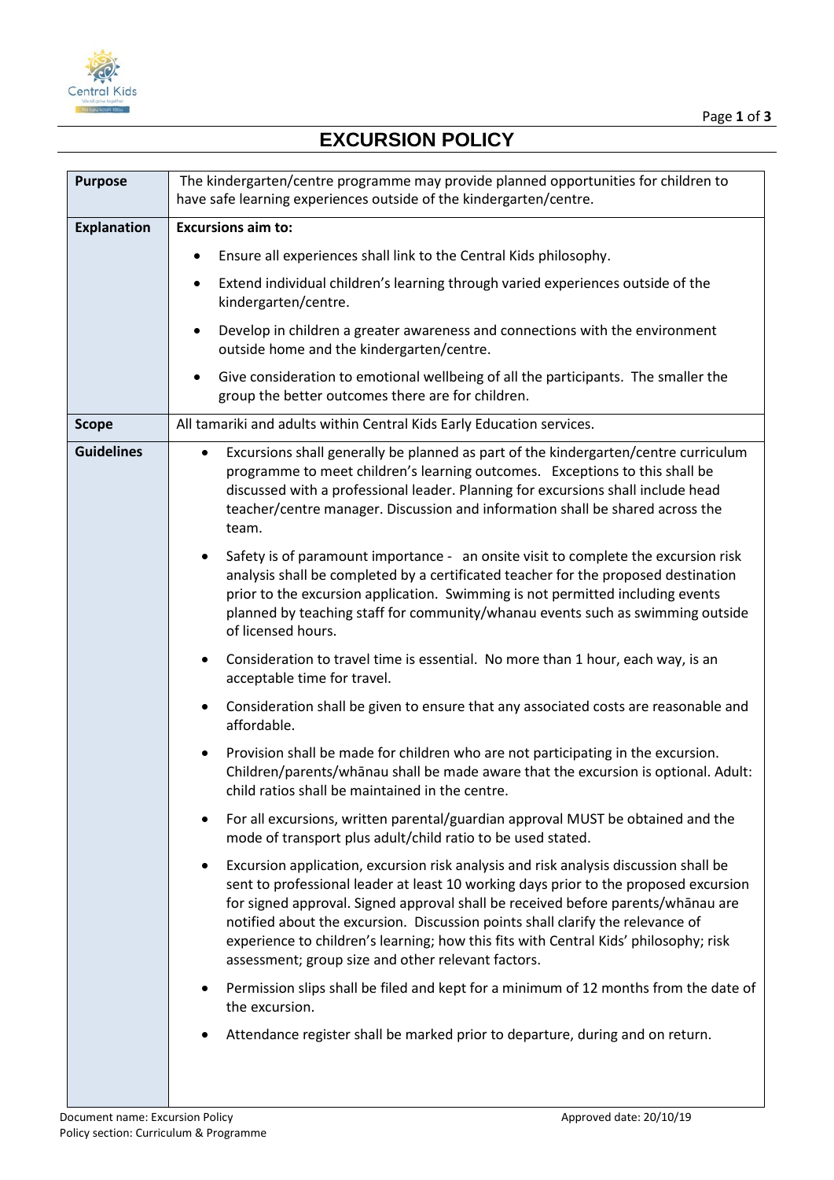# EXCURSION POLICY

| | |
|---|---|
| **Purpose** | The kindergarten/centre programme may provide planned opportunities for children to have safe learning experiences outside of the kindergarten/centre. |
| **Explanation** | **Excursions aim to:**<br>• Ensure all experiences shall link to the Central Kids philosophy.<br>• Extend individual children's learning through varied experiences outside of the kindergarten/centre.<br>• Develop in children a greater awareness and connections with the environment outside home and the kindergarten/centre.<br>• Give consideration to emotional wellbeing of all the participants. The smaller the group the better outcomes there are for children. |
| **Scope** | All tamariki and adults within Central Kids Early Education services. |
| **Guidelines** | • Excursions shall generally be planned as part of the kindergarten/centre curriculum programme to meet children's learning outcomes. Exceptions to this shall be discussed with a professional leader. Planning for excursions shall include head teacher/centre manager. Discussion and information shall be shared across the team.<br>• Safety is of paramount importance - an onsite visit to complete the excursion risk analysis shall be completed by a certificated teacher for the proposed destination prior to the excursion application. Swimming is not permitted including events planned by teaching staff for community/whanau events such as swimming outside of licensed hours.<br>• Consideration to travel time is essential. No more than 1 hour, each way, is an acceptable time for travel.<br>• Consideration shall be given to ensure that any associated costs are reasonable and affordable.<br>• Provision shall be made for children who are not participating in the excursion. Children/parents/whānau shall be made aware that the excursion is optional. Adult: child ratios shall be maintained in the centre.<br>• For all excursions, written parental/guardian approval MUST be obtained and the mode of transport plus adult/child ratio to be used stated.<br>• Excursion application, excursion risk analysis and risk analysis discussion shall be sent to professional leader at least 10 working days prior to the proposed excursion for signed approval. Signed approval shall be received before parents/whānau are notified about the excursion. Discussion points shall clarify the relevance of experience to children's learning; how this fits with Central Kids' philosophy; risk assessment; group size and other relevant factors.<br>• Permission slips shall be filed and kept for a minimum of 12 months from the date of the excursion.<br>• Attendance register shall be marked prior to departure, during and on return. |

Document name: Excursion Policy
Policy section: Curriculum & Programme
Approved date: 20/10/19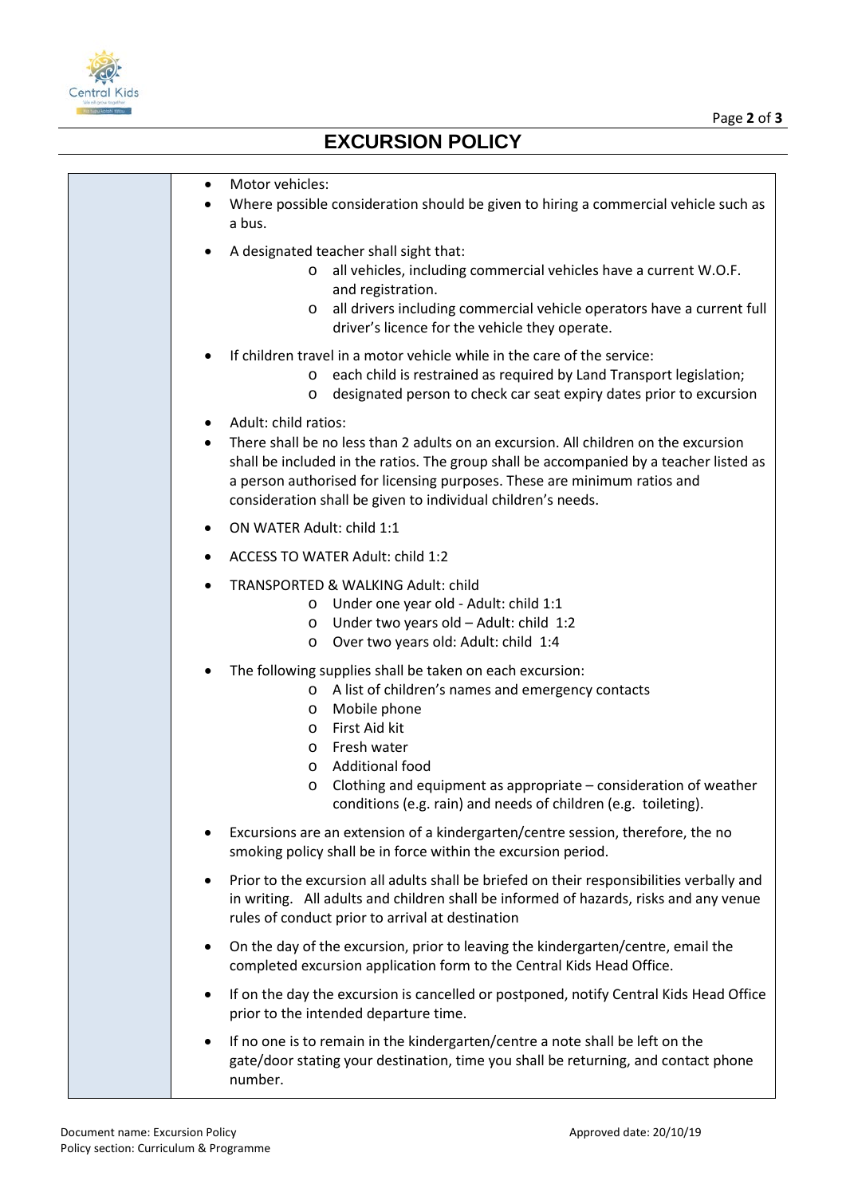# EXCURSION POLICY

- Motor vehicles:
- Where possible consideration should be given to hiring a commercial vehicle such as a bus.
- A designated teacher shall sight that:
  - all vehicles, including commercial vehicles have a current W.O.F. and registration.
  - all drivers including commercial vehicle operators have a current full driver's licence for the vehicle they operate.
- If children travel in a motor vehicle while in the care of the service:
  - each child is restrained as required by Land Transport legislation;
  - designated person to check car seat expiry dates prior to excursion
- Adult: child ratios:
- There shall be no less than 2 adults on an excursion. All children on the excursion shall be included in the ratios. The group shall be accompanied by a teacher listed as a person authorised for licensing purposes. These are minimum ratios and consideration shall be given to individual children's needs.
- ON WATER Adult: child 1:1
- ACCESS TO WATER Adult: child 1:2
- TRANSPORTED & WALKING Adult: child
  - Under one year old - Adult: child 1:1
  - Under two years old – Adult: child 1:2
  - Over two years old: Adult: child 1:4
- The following supplies shall be taken on each excursion:
  - A list of children's names and emergency contacts
  - Mobile phone
  - First Aid kit
  - Fresh water
  - Additional food
  - Clothing and equipment as appropriate – consideration of weather conditions (e.g. rain) and needs of children (e.g. toileting).
- Excursions are an extension of a kindergarten/centre session, therefore, the no smoking policy shall be in force within the excursion period.
- Prior to the excursion all adults shall be briefed on their responsibilities verbally and in writing. All adults and children shall be informed of hazards, risks and any venue rules of conduct prior to arrival at destination
- On the day of the excursion, prior to leaving the kindergarten/centre, email the completed excursion application form to the Central Kids Head Office.
- If on the day the excursion is cancelled or postponed, notify Central Kids Head Office prior to the intended departure time.
- If no one is to remain in the kindergarten/centre a note shall be left on the gate/door stating your destination, time you shall be returning, and contact phone number.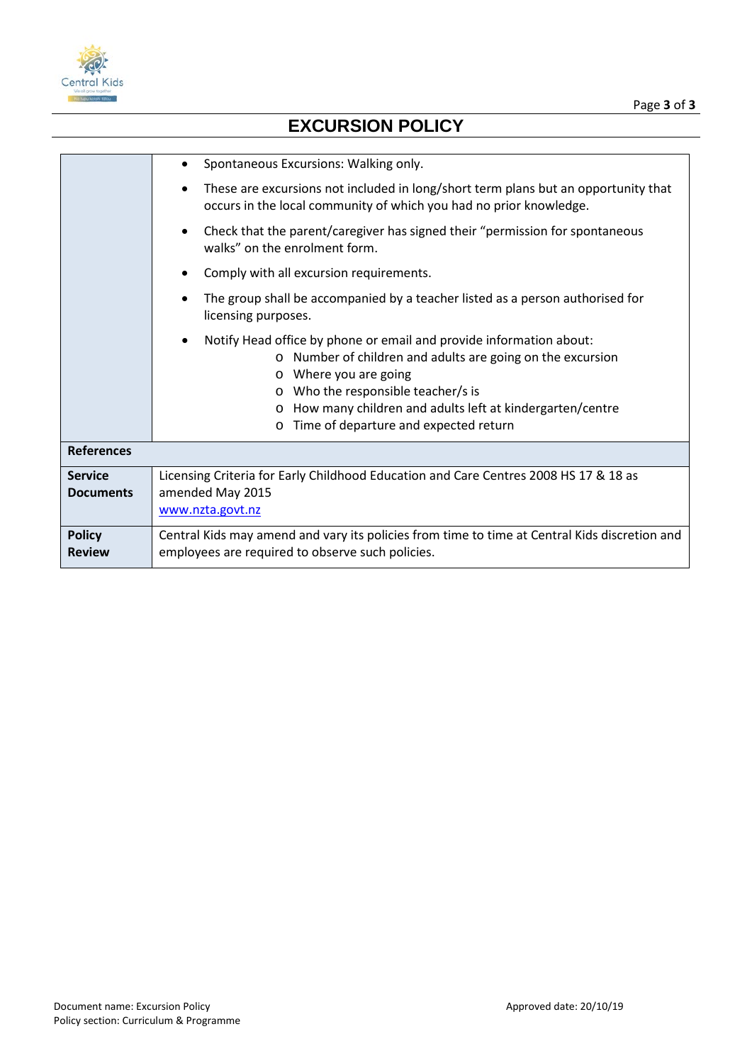# EXCURSION POLICY

| | |
|---|---|
| | • Spontaneous Excursions: Walking only.<br>• These are excursions not included in long/short term plans but an opportunity that occurs in the local community of which you had no prior knowledge.<br>• Check that the parent/caregiver has signed their "permission for spontaneous walks" on the enrolment form.<br>• Comply with all excursion requirements.<br>• The group shall be accompanied by a teacher listed as a person authorised for licensing purposes.<br>• Notify Head office by phone or email and provide information about:<br>  o Number of children and adults are going on the excursion<br>  o Where you are going<br>  o Who the responsible teacher/s is<br>  o How many children and adults left at kindergarten/centre<br>  o Time of departure and expected return |
| **References** | |
| **Service Documents** | Licensing Criteria for Early Childhood Education and Care Centres 2008 HS 17 & 18 as amended May 2015<br>www.nzta.govt.nz |
| **Policy Review** | Central Kids may amend and vary its policies from time to time at Central Kids discretion and employees are required to observe such policies. |

Document name: Excursion Policy
Policy section: Curriculum & Programme
Approved date: 20/10/19